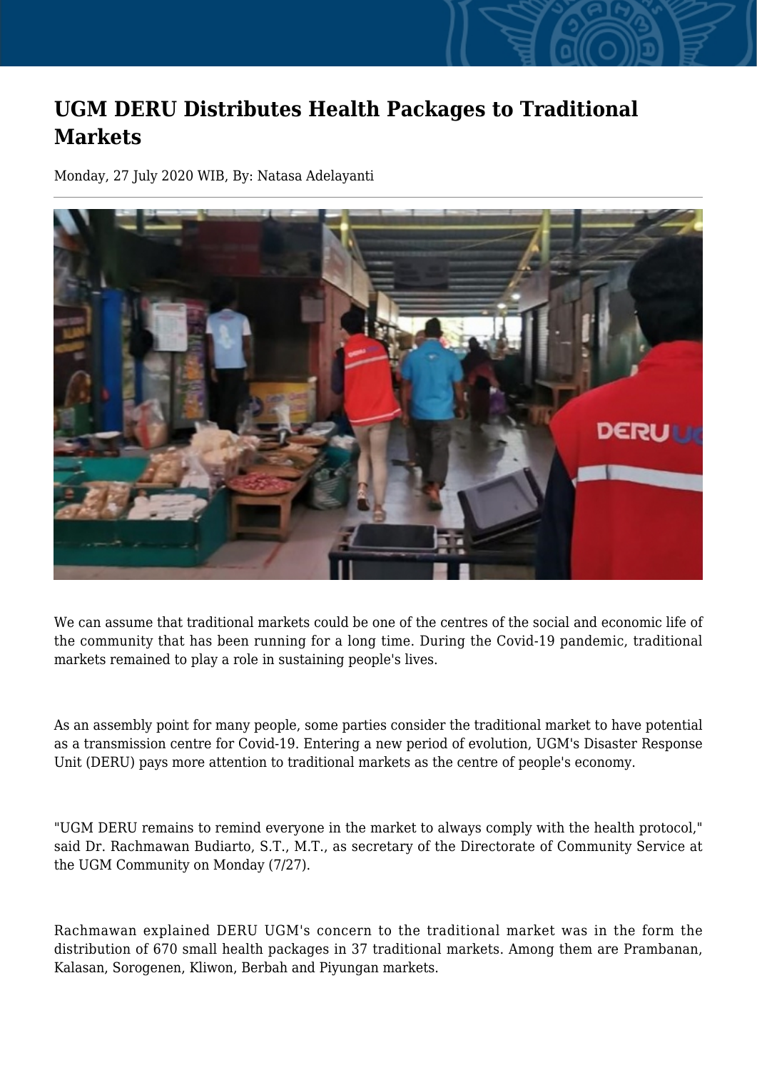# UGM DERU Distributes Health Packages to Traditional Markets

Monday, 27 July 2020 WIB, By: Natasa Adelayanti

We can assume that traditional markets could be one of the centres of the social and economic life of the community that has been running for a long time. During the Covid-19 pandemic, traditional markets remained to play a role in sustaining people's lives.

As an assembly point for many people, some parties consider the traditional market to have potential as a transmission centre for Covid-19. Entering a new period of evolution, UGM's Disaster Response Unit (DERU) pays more attention to traditional markets as the centre of people's economy.

"UGM DERU remains to remind everyone in the market to always comply with the health protocol," said Dr. Rachmawan Budiarto, S.T., M.T., as secretary of the Directorate of Community Service at the UGM Community on Monday (7/27).

Rachmawan explained DERU UGM's concern to the traditional market was in the form the distribution of 670 small health packages in 37 traditional markets. Among them are Prambanan, Kalasan, Sorogenen, Kliwon, Berbah and Piyungan markets.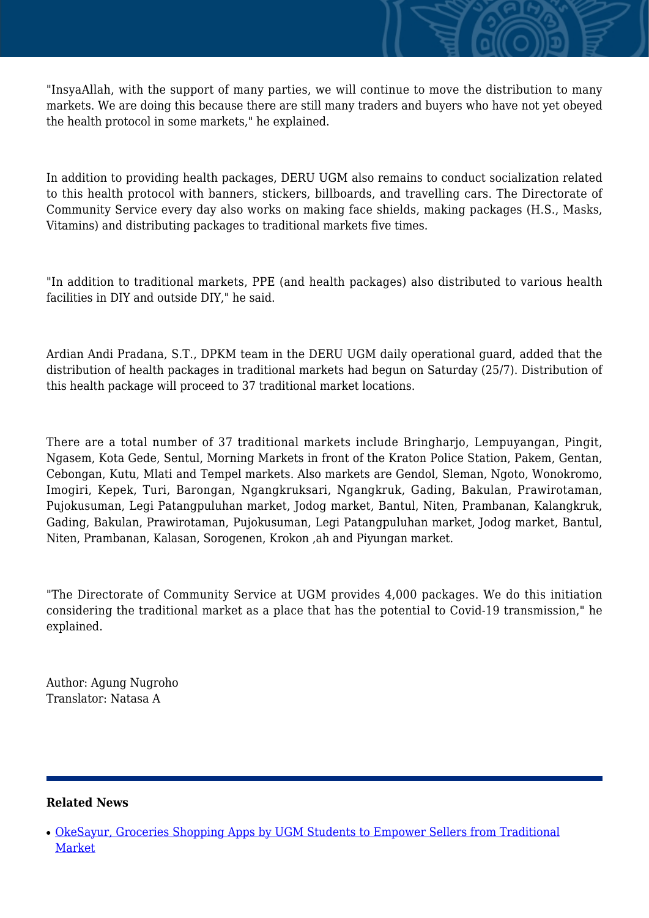"InsyaAllah, with the support of many parties, we will continue to move the distribution to many markets. We are doing this because there are still many traders and buyers who have not yet obeyed the health protocol in some markets," he explained.

In addition to providing health packages, DERU UGM also remains to conduct socialization related to this health protocol with banners, stickers, billboards, and travelling cars. The Directorate of Community Service every day also works on making face shields, making packages (H.S., Masks, Vitamins) and distributing packages to traditional markets five times.

"In addition to traditional markets, PPE (and health packages) also distributed to various health facilities in DIY and outside DIY," he said.

Ardian Andi Pradana, S.T., DPKM team in the DERU UGM daily operational guard, added that the distribution of health packages in traditional markets had begun on Saturday (25/7). Distribution of this health package will proceed to 37 traditional market locations.

There are a total number of 37 traditional markets include Bringharjo, Lempuyangan, Pingit, Ngasem, Kota Gede, Sentul, Morning Markets in front of the Kraton Police Station, Pakem, Gentan, Cebongan, Kutu, Mlati and Tempel markets. Also markets are Gendol, Sleman, Ngoto, Wonokromo, Imogiri, Kepek, Turi, Barongan, Ngangkruksari, Ngangkruk, Gading, Bakulan, Prawirotaman, Pujokusuman, Legi Patangpuluhan market, Jodog market, Bantul, Niten, Prambanan, Kalangkruk, Gading, Bakulan, Prawirotaman, Pujokusuman, Legi Patangpuluhan market, Jodog market, Bantul, Niten, Prambanan, Kalasan, Sorogenen, Krokon ,ah and Piyungan market.

"The Directorate of Community Service at UGM provides 4,000 packages. We do this initiation considering the traditional market as a place that has the potential to Covid-19 transmission," he explained.

Author: Agung Nugroho
Translator: Natasa A

---

**Related News**

- OkeSayur, Groceries Shopping Apps by UGM Students to Empower Sellers from Traditional Market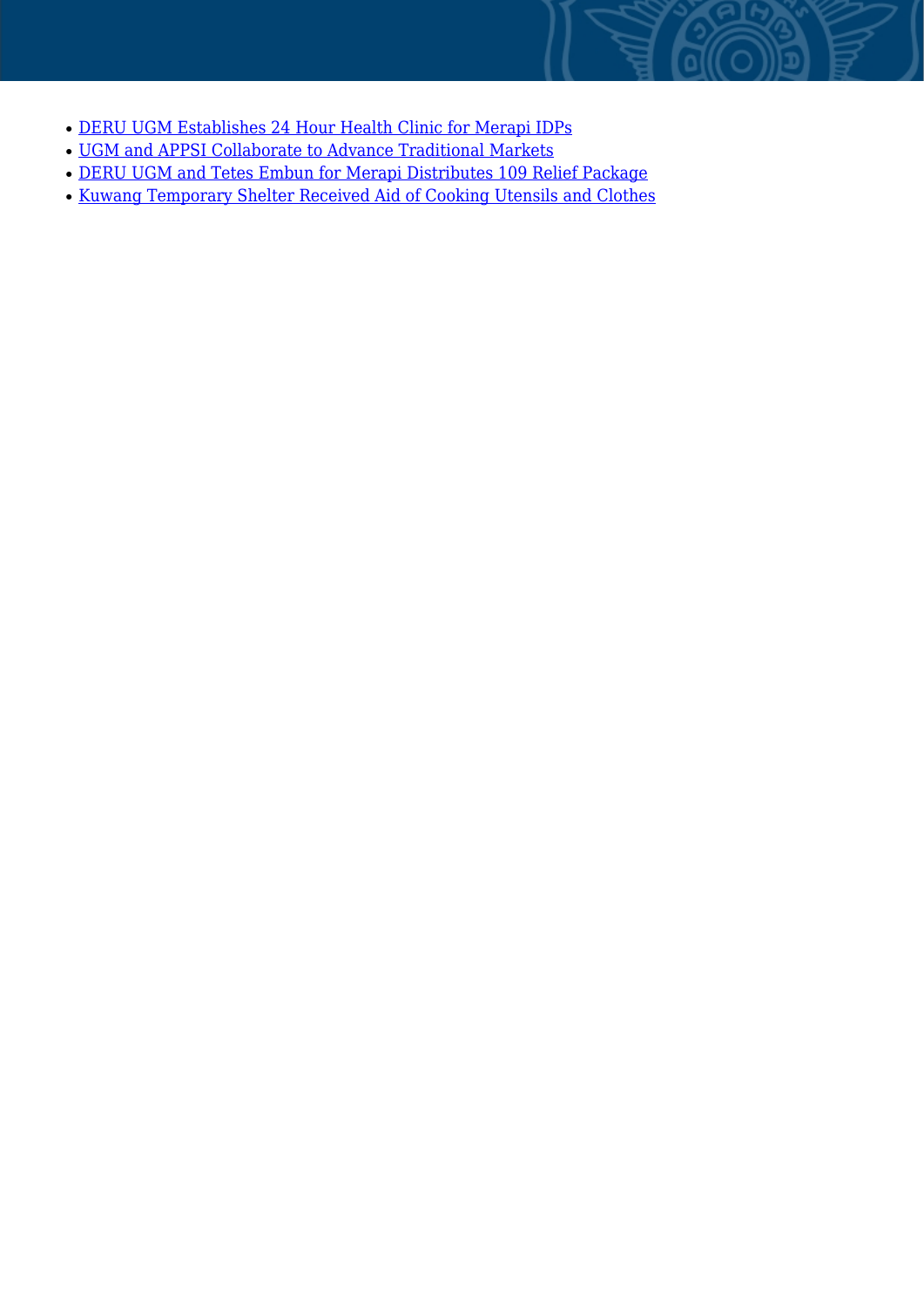- DERU UGM Establishes 24 Hour Health Clinic for Merapi IDPs
- UGM and APPSI Collaborate to Advance Traditional Markets
- DERU UGM and Tetes Embun for Merapi Distributes 109 Relief Package
- Kuwang Temporary Shelter Received Aid of Cooking Utensils and Clothes